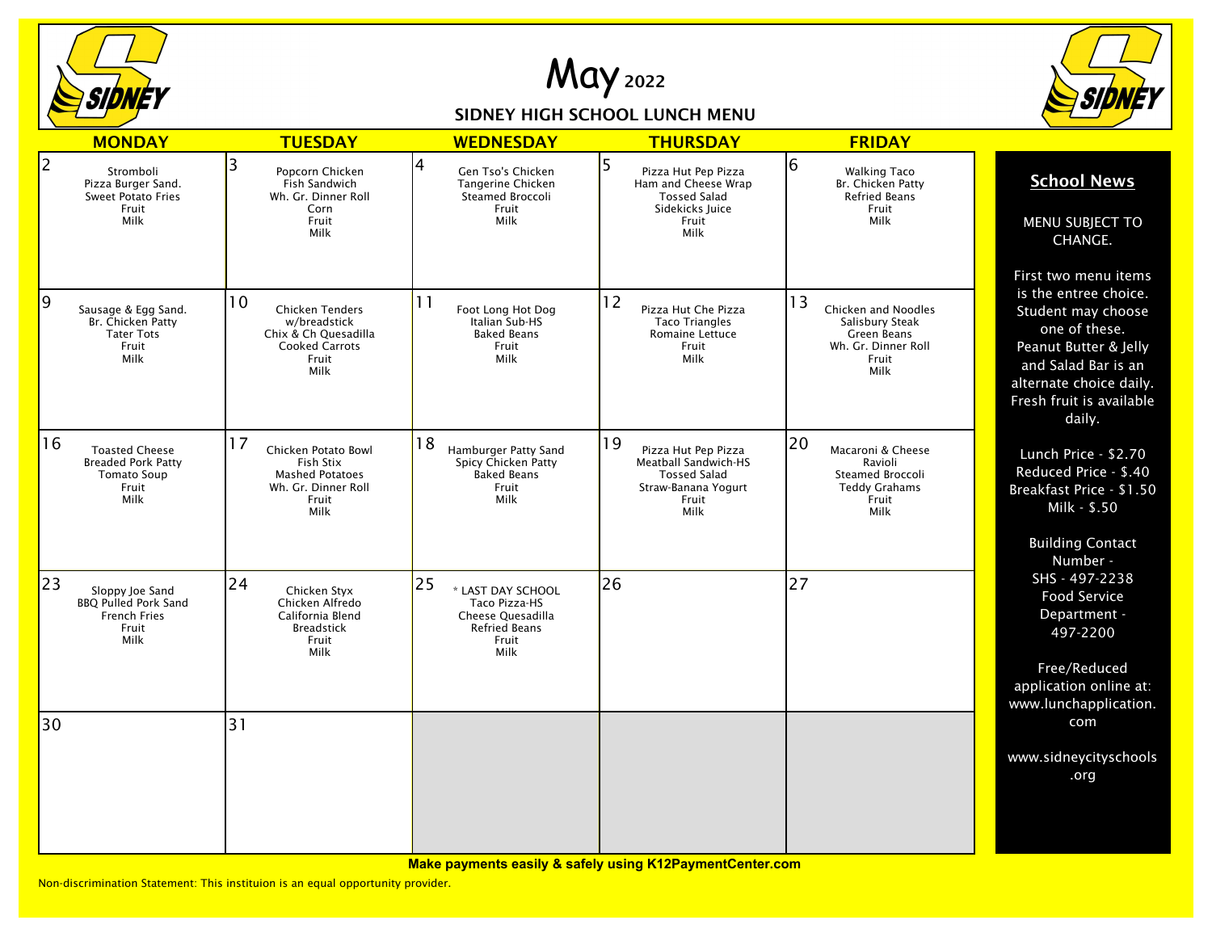# May 2022

## SIDNEY HIGH SCHOOL LUNCH MENU

| MONDAY | TUESDAY | WEDNESDAY | THURSDAY | FRIDAY |
|---|---|---|---|---|
| 2<br>Stromboli<br>Pizza Burger Sand.<br>Sweet Potato Fries<br>Fruit<br>Milk | 3<br>Popcorn Chicken<br>Fish Sandwich<br>Wh. Gr. Dinner Roll<br>Corn<br>Fruit<br>Milk | 4<br>Gen Tso's Chicken<br>Tangerine Chicken<br>Steamed Broccoli<br>Fruit<br>Milk | 5<br>Pizza Hut Pep Pizza<br>Ham and Cheese Wrap<br>Tossed Salad<br>Sidekicks Juice<br>Fruit<br>Milk | 6<br>Walking Taco<br>Br. Chicken Patty<br>Refried Beans<br>Fruit<br>Milk |
| 9<br>Sausage & Egg Sand.<br>Br. Chicken Patty<br>Tater Tots<br>Fruit<br>Milk | 10<br>Chicken Tenders w/breadstick<br>Chix & Ch Quesadilla<br>Cooked Carrots<br>Fruit<br>Milk | 11<br>Foot Long Hot Dog<br>Italian Sub-HS<br>Baked Beans<br>Fruit<br>Milk | 12<br>Pizza Hut Che Pizza<br>Taco Triangles<br>Romaine Lettuce<br>Fruit<br>Milk | 13<br>Chicken and Noodles<br>Salisbury Steak<br>Green Beans<br>Wh. Gr. Dinner Roll<br>Fruit<br>Milk |
| 16<br>Toasted Cheese<br>Breaded Pork Patty<br>Tomato Soup<br>Fruit<br>Milk | 17<br>Chicken Potato Bowl<br>Fish Stix<br>Mashed Potatoes<br>Wh. Gr. Dinner Roll<br>Fruit<br>Milk | 18<br>Hamburger Patty Sand<br>Spicy Chicken Patty<br>Baked Beans<br>Fruit<br>Milk | 19<br>Pizza Hut Pep Pizza<br>Meatball Sandwich-HS<br>Tossed Salad<br>Straw-Banana Yogurt<br>Fruit<br>Milk | 20<br>Macaroni & Cheese<br>Ravioli<br>Steamed Broccoli<br>Teddy Grahams<br>Fruit<br>Milk |
| 23<br>Sloppy Joe Sand<br>BBQ Pulled Pork Sand<br>French Fries<br>Fruit<br>Milk | 24<br>Chicken Styx<br>Chicken Alfredo<br>California Blend<br>Breadstick<br>Fruit<br>Milk | 25<br>* LAST DAY SCHOOL<br>Taco Pizza-HS<br>Cheese Quesadilla<br>Refried Beans<br>Fruit<br>Milk | 26 | 27 |
| 30 | 31 | | | |

### School News

MENU SUBJECT TO CHANGE.

First two menu items is the entree choice. Student may choose one of these. Peanut Butter & Jelly and Salad Bar is an alternate choice daily. Fresh fruit is available daily.

Lunch Price - $2.70
Reduced Price - $.40
Breakfast Price - $1.50
Milk - $.50

Building Contact Number -
SHS - 497-2238
Food Service Department - 497-2200

Free/Reduced application online at: www.lunchapplication.com

www.sidneycityschools.org

**Make payments easily & safely using K12PaymentCenter.com**

Non-discrimination Statement: This instituion is an equal opportunity provider.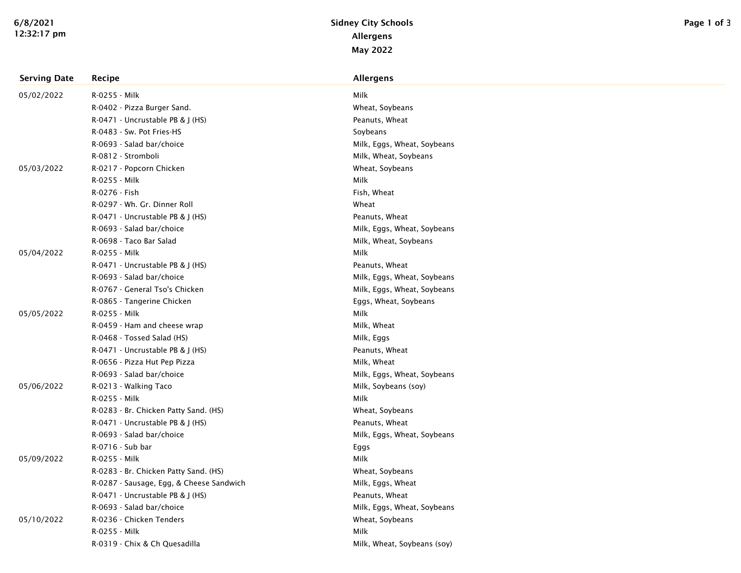# Sidney City Schools
## Allergens
## May 2022

| Serving Date | Recipe | Allergens |
|---|---|---|
| 05/02/2022 | R-0255 - Milk | Milk |
| | R-0402 - Pizza Burger Sand. | Wheat, Soybeans |
| | R-0471 - Uncrustable PB & J (HS) | Peanuts, Wheat |
| | R-0483 - Sw. Pot Fries-HS | Soybeans |
| | R-0693 - Salad bar/choice | Milk, Eggs, Wheat, Soybeans |
| | R-0812 - Stromboli | Milk, Wheat, Soybeans |
| 05/03/2022 | R-0217 - Popcorn Chicken | Wheat, Soybeans |
| | R-0255 - Milk | Milk |
| | R-0276 - Fish | Fish, Wheat |
| | R-0297 - Wh. Gr. Dinner Roll | Wheat |
| | R-0471 - Uncrustable PB & J (HS) | Peanuts, Wheat |
| | R-0693 - Salad bar/choice | Milk, Eggs, Wheat, Soybeans |
| | R-0698 - Taco Bar Salad | Milk, Wheat, Soybeans |
| 05/04/2022 | R-0255 - Milk | Milk |
| | R-0471 - Uncrustable PB & J (HS) | Peanuts, Wheat |
| | R-0693 - Salad bar/choice | Milk, Eggs, Wheat, Soybeans |
| | R-0767 - General Tso's Chicken | Milk, Eggs, Wheat, Soybeans |
| | R-0865 - Tangerine Chicken | Eggs, Wheat, Soybeans |
| 05/05/2022 | R-0255 - Milk | Milk |
| | R-0459 - Ham and cheese wrap | Milk, Wheat |
| | R-0468 - Tossed Salad (HS) | Milk, Eggs |
| | R-0471 - Uncrustable PB & J (HS) | Peanuts, Wheat |
| | R-0656 - Pizza Hut Pep Pizza | Milk, Wheat |
| | R-0693 - Salad bar/choice | Milk, Eggs, Wheat, Soybeans |
| 05/06/2022 | R-0213 - Walking Taco | Milk, Soybeans (soy) |
| | R-0255 - Milk | Milk |
| | R-0283 - Br. Chicken Patty Sand. (HS) | Wheat, Soybeans |
| | R-0471 - Uncrustable PB & J (HS) | Peanuts, Wheat |
| | R-0693 - Salad bar/choice | Milk, Eggs, Wheat, Soybeans |
| | R-0716 - Sub bar | Eggs |
| 05/09/2022 | R-0255 - Milk | Milk |
| | R-0283 - Br. Chicken Patty Sand. (HS) | Wheat, Soybeans |
| | R-0287 - Sausage, Egg, & Cheese Sandwich | Milk, Eggs, Wheat |
| | R-0471 - Uncrustable PB & J (HS) | Peanuts, Wheat |
| | R-0693 - Salad bar/choice | Milk, Eggs, Wheat, Soybeans |
| 05/10/2022 | R-0236 - Chicken Tenders | Wheat, Soybeans |
| | R-0255 - Milk | Milk |
| | R-0319 - Chix & Ch Quesadilla | Milk, Wheat, Soybeans (soy) |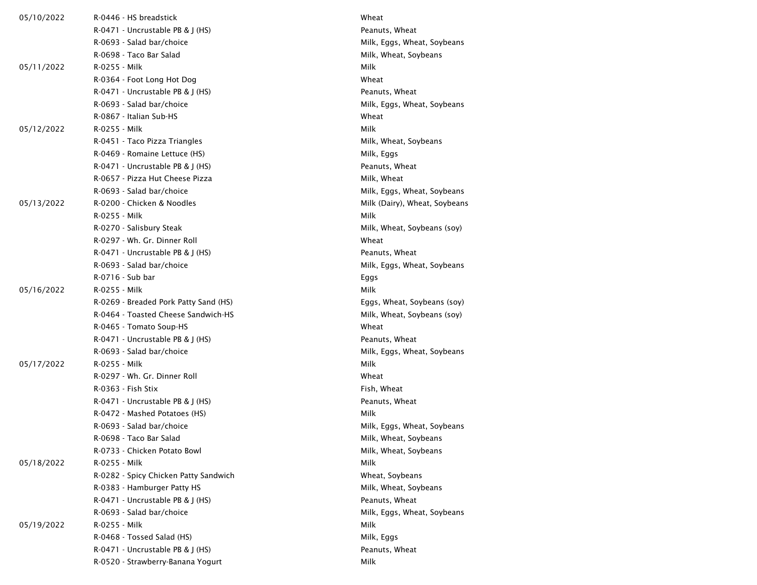| Date | Item | Allergens |
|---|---|---|
| 05/10/2022 | R-0446 - HS breadstick | Wheat |
| | R-0471 - Uncrustable PB & J (HS) | Peanuts, Wheat |
| | R-0693 - Salad bar/choice | Milk, Eggs, Wheat, Soybeans |
| | R-0698 - Taco Bar Salad | Milk, Wheat, Soybeans |
| 05/11/2022 | R-0255 - Milk | Milk |
| | R-0364 - Foot Long Hot Dog | Wheat |
| | R-0471 - Uncrustable PB & J (HS) | Peanuts, Wheat |
| | R-0693 - Salad bar/choice | Milk, Eggs, Wheat, Soybeans |
| | R-0867 - Italian Sub-HS | Wheat |
| 05/12/2022 | R-0255 - Milk | Milk |
| | R-0451 - Taco Pizza Triangles | Milk, Wheat, Soybeans |
| | R-0469 - Romaine Lettuce (HS) | Milk, Eggs |
| | R-0471 - Uncrustable PB & J (HS) | Peanuts, Wheat |
| | R-0657 - Pizza Hut Cheese Pizza | Milk, Wheat |
| | R-0693 - Salad bar/choice | Milk, Eggs, Wheat, Soybeans |
| 05/13/2022 | R-0200 - Chicken & Noodles | Milk (Dairy), Wheat, Soybeans |
| | R-0255 - Milk | Milk |
| | R-0270 - Salisbury Steak | Milk, Wheat, Soybeans (soy) |
| | R-0297 - Wh. Gr. Dinner Roll | Wheat |
| | R-0471 - Uncrustable PB & J (HS) | Peanuts, Wheat |
| | R-0693 - Salad bar/choice | Milk, Eggs, Wheat, Soybeans |
| | R-0716 - Sub bar | Eggs |
| 05/16/2022 | R-0255 - Milk | Milk |
| | R-0269 - Breaded Pork Patty Sand (HS) | Eggs, Wheat, Soybeans (soy) |
| | R-0464 - Toasted Cheese Sandwich-HS | Milk, Wheat, Soybeans (soy) |
| | R-0465 - Tomato Soup-HS | Wheat |
| | R-0471 - Uncrustable PB & J (HS) | Peanuts, Wheat |
| | R-0693 - Salad bar/choice | Milk, Eggs, Wheat, Soybeans |
| 05/17/2022 | R-0255 - Milk | Milk |
| | R-0297 - Wh. Gr. Dinner Roll | Wheat |
| | R-0363 - Fish Stix | Fish, Wheat |
| | R-0471 - Uncrustable PB & J (HS) | Peanuts, Wheat |
| | R-0472 - Mashed Potatoes (HS) | Milk |
| | R-0693 - Salad bar/choice | Milk, Eggs, Wheat, Soybeans |
| | R-0698 - Taco Bar Salad | Milk, Wheat, Soybeans |
| | R-0733 - Chicken Potato Bowl | Milk, Wheat, Soybeans |
| 05/18/2022 | R-0255 - Milk | Milk |
| | R-0282 - Spicy Chicken Patty Sandwich | Wheat, Soybeans |
| | R-0383 - Hamburger Patty HS | Milk, Wheat, Soybeans |
| | R-0471 - Uncrustable PB & J (HS) | Peanuts, Wheat |
| | R-0693 - Salad bar/choice | Milk, Eggs, Wheat, Soybeans |
| 05/19/2022 | R-0255 - Milk | Milk |
| | R-0468 - Tossed Salad (HS) | Milk, Eggs |
| | R-0471 - Uncrustable PB & J (HS) | Peanuts, Wheat |
| | R-0520 - Strawberry-Banana Yogurt | Milk |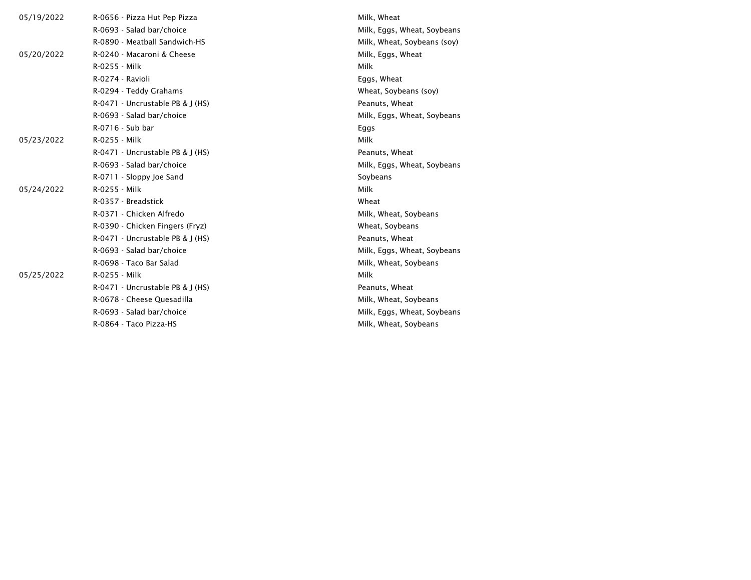| | | |
|---|---|---|
| 05/19/2022 | R-0656 - Pizza Hut Pep Pizza | Milk, Wheat |
| | R-0693 - Salad bar/choice | Milk, Eggs, Wheat, Soybeans |
| | R-0890 - Meatball Sandwich-HS | Milk, Wheat, Soybeans (soy) |
| 05/20/2022 | R-0240 - Macaroni & Cheese | Milk, Eggs, Wheat |
| | R-0255 - Milk | Milk |
| | R-0274 - Ravioli | Eggs, Wheat |
| | R-0294 - Teddy Grahams | Wheat, Soybeans (soy) |
| | R-0471 - Uncrustable PB & J (HS) | Peanuts, Wheat |
| | R-0693 - Salad bar/choice | Milk, Eggs, Wheat, Soybeans |
| | R-0716 - Sub bar | Eggs |
| 05/23/2022 | R-0255 - Milk | Milk |
| | R-0471 - Uncrustable PB & J (HS) | Peanuts, Wheat |
| | R-0693 - Salad bar/choice | Milk, Eggs, Wheat, Soybeans |
| | R-0711 - Sloppy Joe Sand | Soybeans |
| 05/24/2022 | R-0255 - Milk | Milk |
| | R-0357 - Breadstick | Wheat |
| | R-0371 - Chicken Alfredo | Milk, Wheat, Soybeans |
| | R-0390 - Chicken Fingers (Fryz) | Wheat, Soybeans |
| | R-0471 - Uncrustable PB & J (HS) | Peanuts, Wheat |
| | R-0693 - Salad bar/choice | Milk, Eggs, Wheat, Soybeans |
| | R-0698 - Taco Bar Salad | Milk, Wheat, Soybeans |
| 05/25/2022 | R-0255 - Milk | Milk |
| | R-0471 - Uncrustable PB & J (HS) | Peanuts, Wheat |
| | R-0678 - Cheese Quesadilla | Milk, Wheat, Soybeans |
| | R-0693 - Salad bar/choice | Milk, Eggs, Wheat, Soybeans |
| | R-0864 - Taco Pizza-HS | Milk, Wheat, Soybeans |